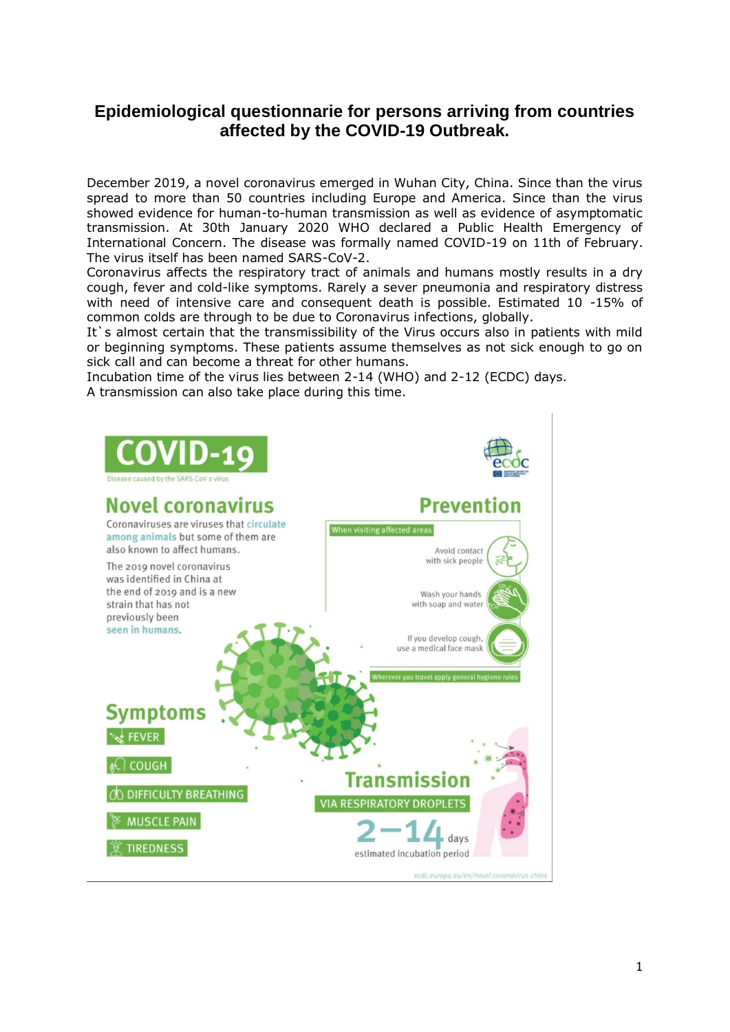# Epidemiological questionnarie for persons arriving from countries affected by the COVID-19 Outbreak.

December 2019, a novel coronavirus emerged in Wuhan City, China. Since than the virus spread to more than 50 countries including Europe and America. Since than the virus showed evidence for human-to-human transmission as well as evidence of asymptomatic transmission. At 30th January 2020 WHO declared a Public Health Emergency of International Concern. The disease was formally named COVID-19 on 11th of February. The virus itself has been named SARS-CoV-2.
Coronavirus affects the respiratory tract of animals and humans mostly results in a dry cough, fever and cold-like symptoms. Rarely a sever pneumonia and respiratory distress with need of intensive care and consequent death is possible. Estimated 10 -15% of common colds are through to be due to Coronavirus infections, globally.
It`s almost certain that the transmissibility of the Virus occurs also in patients with mild or beginning symptoms. These patients assume themselves as not sick enough to go on sick call and can become a threat for other humans.
Incubation time of the virus lies between 2-14 (WHO) and 2-12 (ECDC) days.
A transmission can also take place during this time.

**COVID-19**
Disease caused by the SARS-CoV-2 virus

**Novel coronavirus**

Coronaviruses are viruses that circulate among animals but some of them are also known to affect humans.

The 2019 novel coronavirus was identified in China at the end of 2019 and is a new strain that has not previously been seen in humans.

**Prevention**

When visiting affected areas

- Avoid contact with sick people
- Wash your hands with soap and water
- If you develop cough, use a medical face mask

Wherever you travel apply general hygiene rules

**Symptoms**

- FEVER
- COUGH
- DIFFICULTY BREATHING
- MUSCLE PAIN
- TIREDNESS

**Transmission**

VIA RESPIRATORY DROPLETS

2–14 days estimated incubation period

ecdc.europa.eu/en/novel-coronavirus-china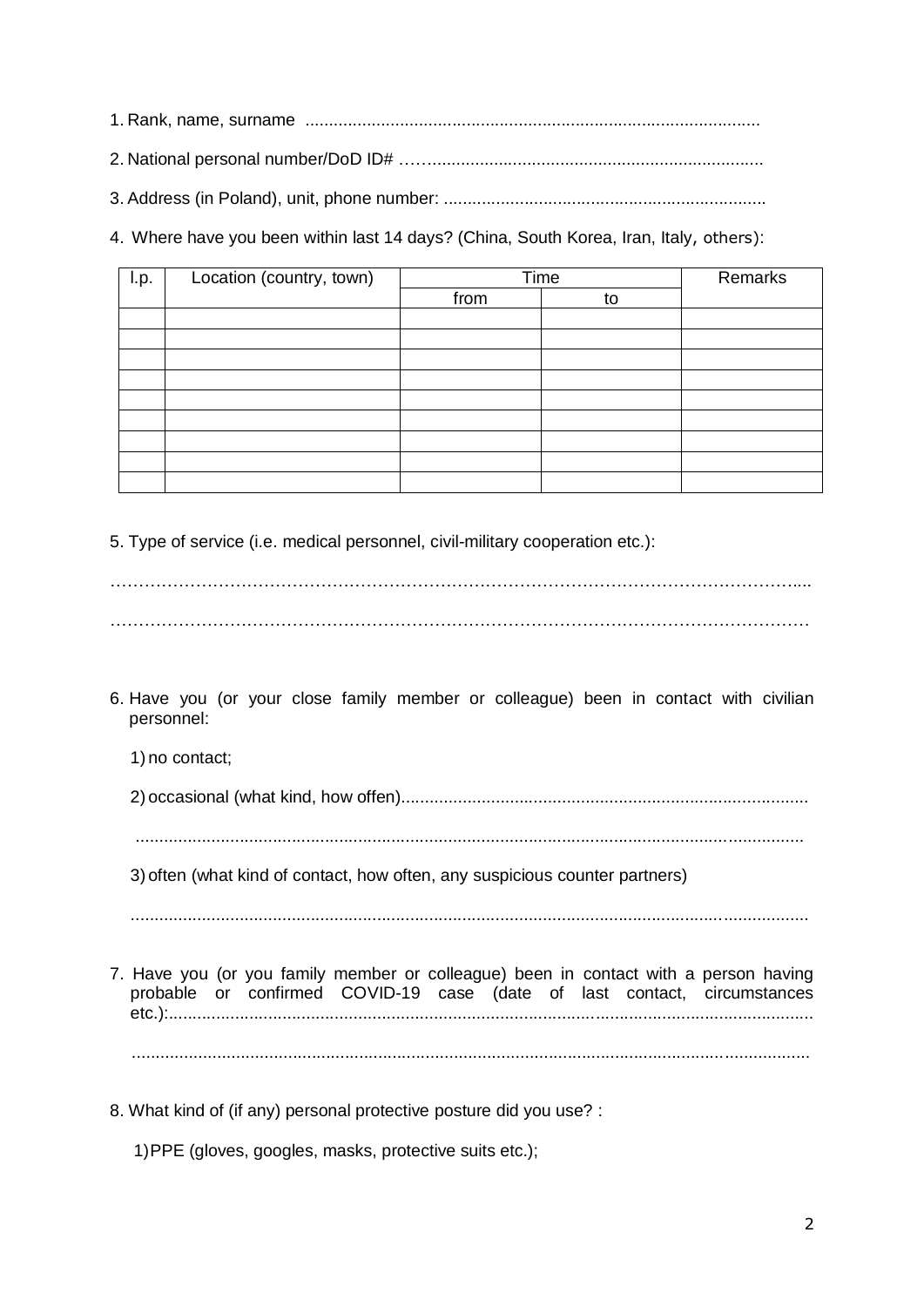1. Rank, name, surname ................................................................................................

2. National personal number/DoD ID# ……......................................................................

3. Address (in Poland), unit, phone number: ...................................................................

4. Where have you been within last 14 days? (China, South Korea, Iran, Italy, others):

| l.p. | Location (country, town) | Time | | Remarks |
|---|---|---|---|---|
| | | from | to | |
| | | | | |
| | | | | |
| | | | | |
| | | | | |
| | | | | |
| | | | | |
| | | | | |
| | | | | |
| | | | | |

5. Type of service (i.e. medical personnel, civil-military cooperation etc.):

…………………………………………………………………………………………………….....

…………………………………………………………………………………………………………

6. Have you (or your close family member or colleague) been in contact with civilian personnel:

   1) no contact;

   2) occasional (what kind, how offen).....................................................................................

   ............................................................................................................................................

   3) often (what kind of contact, how often, any suspicious counter partners)

   ..............................................................................................................................................

7. Have you (or you family member or colleague) been in contact with a person having probable or confirmed COVID-19 case (date of last contact, circumstances etc.):.......................................................................................................................................

   ..............................................................................................................................................

8. What kind of (if any) personal protective posture did you use? :

   1) PPE (gloves, googles, masks, protective suits etc.);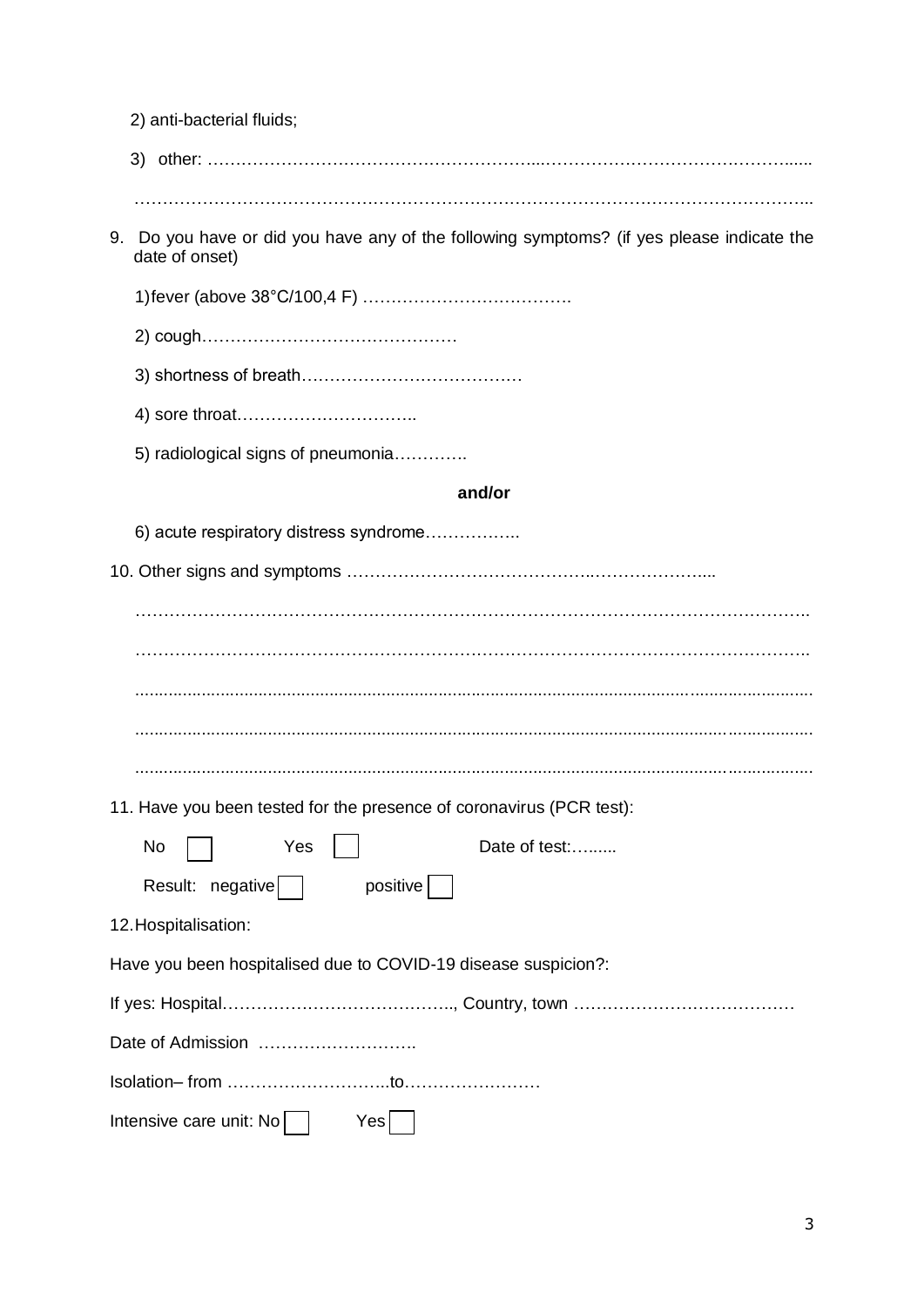2) anti-bacterial fluids;

3) other: ……………………………………………………...…………………………………….......

……………………………………………………………………………………………………………..

9. Do you have or did you have any of the following symptoms? (if yes please indicate the date of onset)

   1) fever (above 38°C/100,4 F) ……………………………….

   2) cough………………………………………

   3) shortness of breath…………………………………

   4) sore throat…………………………..

   5) radiological signs of pneumonia………….

**and/or**

   6) acute respiratory distress syndrome……………..

10. Other signs and symptoms ……………………………………..…………………....

……………………………………………………………………………………………………..

……………………………………………………………………………………………………..

..............................................................................................................................................

..............................................................................................................................................

..............................................................................................................................................

11. Have you been tested for the presence of coronavirus (PCR test):

No ☐ Yes ☐ Date of test:…......

Result: negative ☐ positive ☐

12. Hospitalisation:

Have you been hospitalised due to COVID-19 disease suspicion?:

If yes: Hospital……………………………………., Country, town …………………………………

Date of Admission ……………………….

Isolation– from ………………………..to……………………

Intensive care unit: No ☐ Yes ☐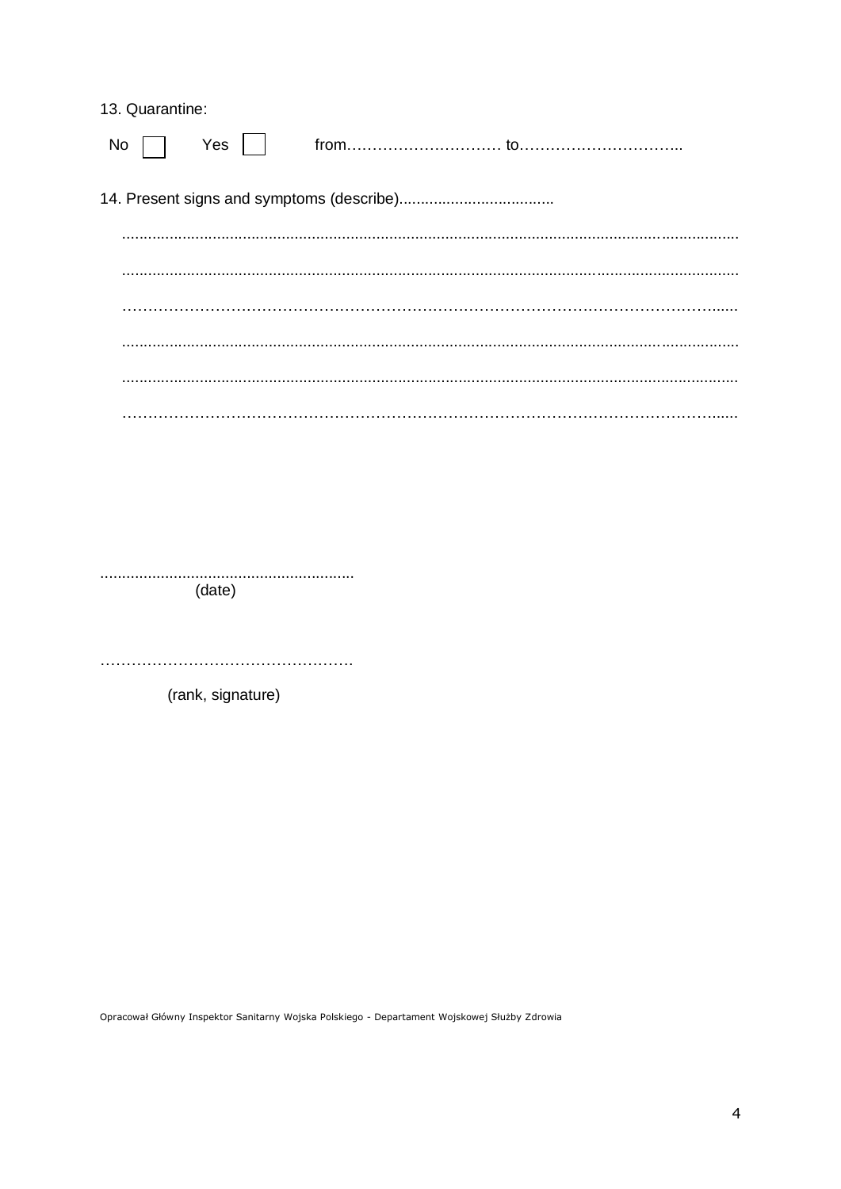13. Quarantine:

No ☐ Yes ☐ from………………………… to…………………………..

14. Present signs and symptoms (describe)....................................

..................................................................................................................................................

..................................................................................................................................................

……………………………………………………………………………………………………......

..................................................................................................................................................

..................................................................................................................................................

……………………………………………………………………………………………………......

..........................................................
(date)

………………………………………….
(rank, signature)

Opracował Główny Inspektor Sanitarny Wojska Polskiego - Departament Wojskowej Służby Zdrowia